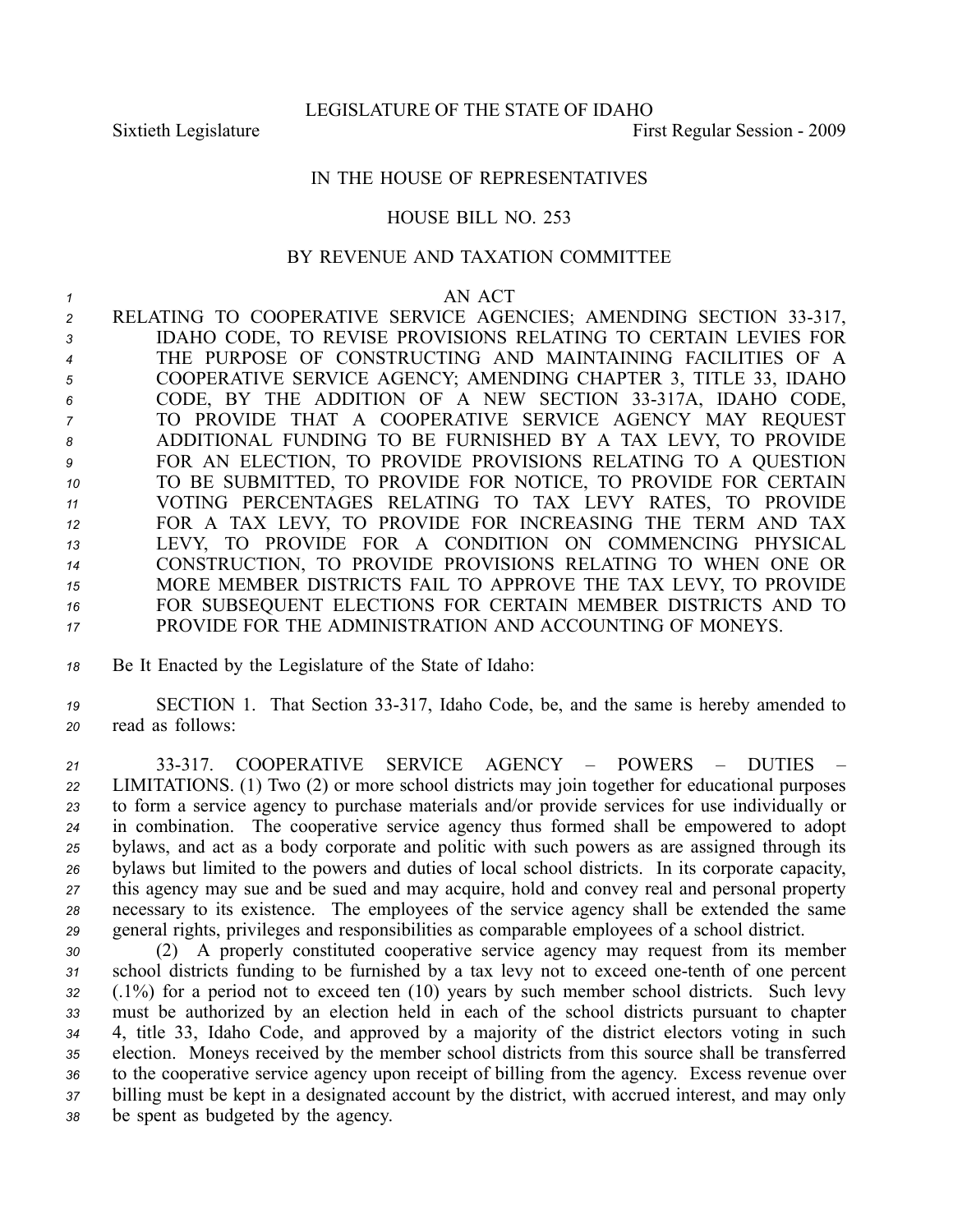LEGISLATURE OF THE STATE OF IDAHO

Sixtieth Legislature First Regular Session - 2009

IN THE HOUSE OF REPRESENTATIVES

HOUSE BILL NO. 253

BY REVENUE AND TAXATION COMMITTEE

AN ACT

RELATING TO COOPERATIVE SERVICE AGENCIES; AMENDING SECTION 33-317, IDAHO CODE, TO REVISE PROVISIONS RELATING TO CERTAIN LEVIES FOR THE PURPOSE OF CONSTRUCTING AND MAINTAINING FACILITIES OF A COOPERATIVE SERVICE AGENCY; AMENDING CHAPTER 3, TITLE 33, IDAHO CODE, BY THE ADDITION OF A NEW SECTION 33-317A, IDAHO CODE, TO PROVIDE THAT A COOPERATIVE SERVICE AGENCY MAY REQUEST ADDITIONAL FUNDING TO BE FURNISHED BY A TAX LEVY, TO PROVIDE FOR AN ELECTION, TO PROVIDE PROVISIONS RELATING TO A QUESTION TO BE SUBMITTED, TO PROVIDE FOR NOTICE, TO PROVIDE FOR CERTAIN VOTING PERCENTAGES RELATING TO TAX LEVY RATES, TO PROVIDE FOR A TAX LEVY, TO PROVIDE FOR INCREASING THE TERM AND TAX LEVY, TO PROVIDE FOR A CONDITION ON COMMENCING PHYSICAL CONSTRUCTION, TO PROVIDE PROVISIONS RELATING TO WHEN ONE OR MORE MEMBER DISTRICTS FAIL TO APPROVE THE TAX LEVY, TO PROVIDE FOR SUBSEQUENT ELECTIONS FOR CERTAIN MEMBER DISTRICTS AND TO PROVIDE FOR THE ADMINISTRATION AND ACCOUNTING OF MONEYS.

Be It Enacted by the Legislature of the State of Idaho:

SECTION 1. That Section 33-317, Idaho Code, be, and the same is hereby amended to read as follows:

33-317. COOPERATIVE SERVICE AGENCY – POWERS – DUTIES – LIMITATIONS. (1) Two (2) or more school districts may join together for educational purposes to form a service agency to purchase materials and/or provide services for use individually or in combination. The cooperative service agency thus formed shall be empowered to adopt bylaws, and act as a body corporate and politic with such powers as are assigned through its bylaws but limited to the powers and duties of local school districts. In its corporate capacity, this agency may sue and be sued and may acquire, hold and convey real and personal property necessary to its existence. The employees of the service agency shall be extended the same general rights, privileges and responsibilities as comparable employees of a school district.

(2) A properly constituted cooperative service agency may request from its member school districts funding to be furnished by a tax levy not to exceed one-tenth of one percent (.1%) for a period not to exceed ten (10) years by such member school districts. Such levy must be authorized by an election held in each of the school districts pursuant to chapter 4, title 33, Idaho Code, and approved by a majority of the district electors voting in such election. Moneys received by the member school districts from this source shall be transferred to the cooperative service agency upon receipt of billing from the agency. Excess revenue over billing must be kept in a designated account by the district, with accrued interest, and may only be spent as budgeted by the agency.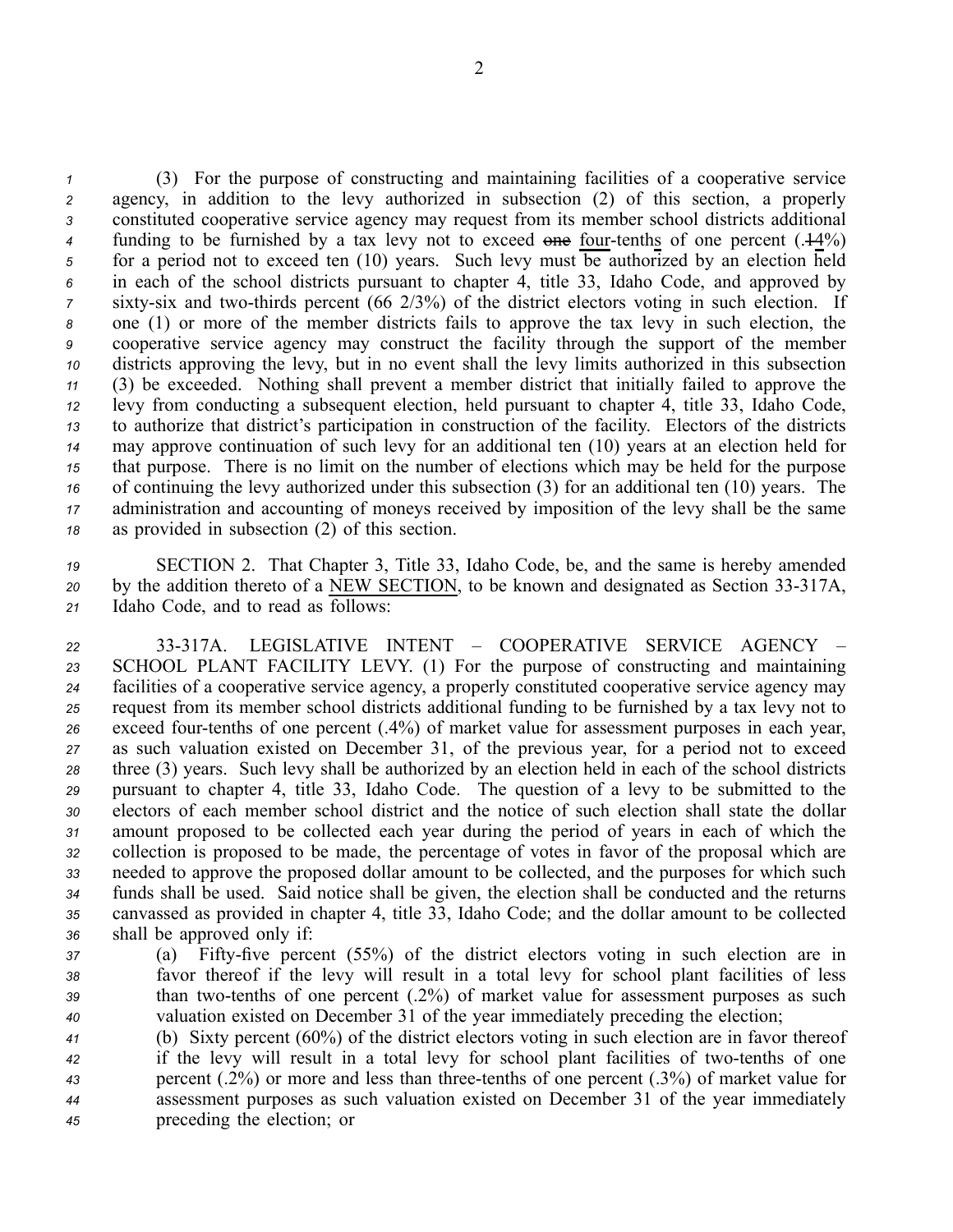(3) For the purpose of constructing and maintaining facilities of a cooperative service agency, in addition to the levy authorized in subsection (2) of this section, a properly constituted cooperative service agency may request from its member school districts additional funding to be furnished by a tax levy not to exceed ~~one~~ four-tenths of one percent (.~~1~~4%) for a period not to exceed ten (10) years. Such levy must be authorized by an election held in each of the school districts pursuant to chapter 4, title 33, Idaho Code, and approved by sixty-six and two-thirds percent (66 2/3%) of the district electors voting in such election. If one (1) or more of the member districts fails to approve the tax levy in such election, the cooperative service agency may construct the facility through the support of the member districts approving the levy, but in no event shall the levy limits authorized in this subsection (3) be exceeded. Nothing shall prevent a member district that initially failed to approve the levy from conducting a subsequent election, held pursuant to chapter 4, title 33, Idaho Code, to authorize that district's participation in construction of the facility. Electors of the districts may approve continuation of such levy for an additional ten (10) years at an election held for that purpose. There is no limit on the number of elections which may be held for the purpose of continuing the levy authorized under this subsection (3) for an additional ten (10) years. The administration and accounting of moneys received by imposition of the levy shall be the same as provided in subsection (2) of this section.

SECTION 2. That Chapter 3, Title 33, Idaho Code, be, and the same is hereby amended by the addition thereto of a NEW SECTION, to be known and designated as Section 33-317A, Idaho Code, and to read as follows:

33-317A. LEGISLATIVE INTENT – COOPERATIVE SERVICE AGENCY – SCHOOL PLANT FACILITY LEVY. (1) For the purpose of constructing and maintaining facilities of a cooperative service agency, a properly constituted cooperative service agency may request from its member school districts additional funding to be furnished by a tax levy not to exceed four-tenths of one percent (.4%) of market value for assessment purposes in each year, as such valuation existed on December 31, of the previous year, for a period not to exceed three (3) years. Such levy shall be authorized by an election held in each of the school districts pursuant to chapter 4, title 33, Idaho Code. The question of a levy to be submitted to the electors of each member school district and the notice of such election shall state the dollar amount proposed to be collected each year during the period of years in each of which the collection is proposed to be made, the percentage of votes in favor of the proposal which are needed to approve the proposed dollar amount to be collected, and the purposes for which such funds shall be used. Said notice shall be given, the election shall be conducted and the returns canvassed as provided in chapter 4, title 33, Idaho Code; and the dollar amount to be collected shall be approved only if:

(a) Fifty-five percent (55%) of the district electors voting in such election are in favor thereof if the levy will result in a total levy for school plant facilities of less than two-tenths of one percent (.2%) of market value for assessment purposes as such valuation existed on December 31 of the year immediately preceding the election;

(b) Sixty percent (60%) of the district electors voting in such election are in favor thereof if the levy will result in a total levy for school plant facilities of two-tenths of one percent (.2%) or more and less than three-tenths of one percent (.3%) of market value for assessment purposes as such valuation existed on December 31 of the year immediately preceding the election; or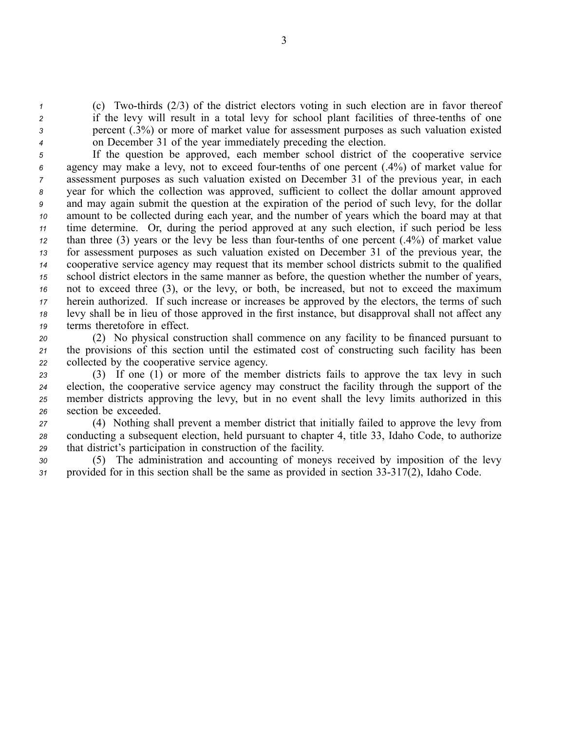(c) Two-thirds (2/3) of the district electors voting in such election are in favor thereof if the levy will result in a total levy for school plant facilities of three-tenths of one percent (.3%) or more of market value for assessment purposes as such valuation existed on December 31 of the year immediately preceding the election.

If the question be approved, each member school district of the cooperative service agency may make a levy, not to exceed four-tenths of one percent (.4%) of market value for assessment purposes as such valuation existed on December 31 of the previous year, in each year for which the collection was approved, sufficient to collect the dollar amount approved and may again submit the question at the expiration of the period of such levy, for the dollar amount to be collected during each year, and the number of years which the board may at that time determine. Or, during the period approved at any such election, if such period be less than three (3) years or the levy be less than four-tenths of one percent (.4%) of market value for assessment purposes as such valuation existed on December 31 of the previous year, the cooperative service agency may request that its member school districts submit to the qualified school district electors in the same manner as before, the question whether the number of years, not to exceed three (3), or the levy, or both, be increased, but not to exceed the maximum herein authorized. If such increase or increases be approved by the electors, the terms of such levy shall be in lieu of those approved in the first instance, but disapproval shall not affect any terms theretofore in effect.

(2) No physical construction shall commence on any facility to be financed pursuant to the provisions of this section until the estimated cost of constructing such facility has been collected by the cooperative service agency.

(3) If one (1) or more of the member districts fails to approve the tax levy in such election, the cooperative service agency may construct the facility through the support of the member districts approving the levy, but in no event shall the levy limits authorized in this section be exceeded.

(4) Nothing shall prevent a member district that initially failed to approve the levy from conducting a subsequent election, held pursuant to chapter 4, title 33, Idaho Code, to authorize that district's participation in construction of the facility.

(5) The administration and accounting of moneys received by imposition of the levy provided for in this section shall be the same as provided in section 33-317(2), Idaho Code.